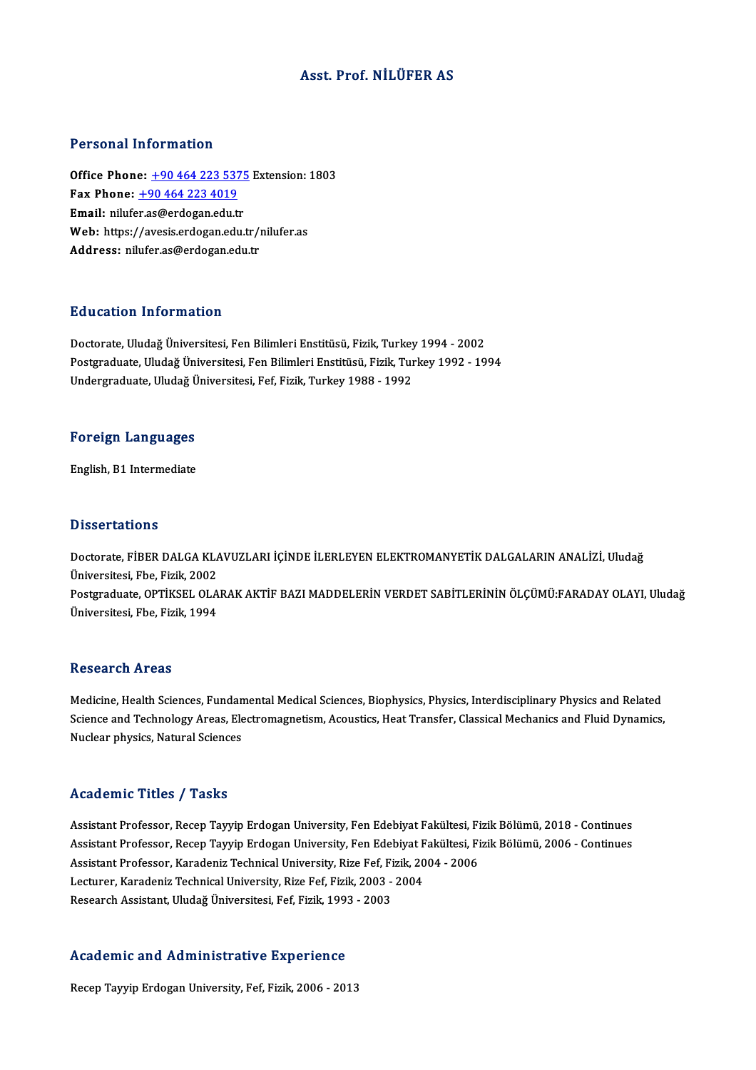# Asst. Prof. NİLÜFER AS

## Personal Information

**Office Phone:** +90 464 223 5375 Extension: 1803
**Fax Phone:** +90 464 223 4019
**Email:** nilufer.as@erdogan.edu.tr
**Web:** https://avesis.erdogan.edu.tr/nilufer.as
**Address:** nilufer.as@erdogan.edu.tr

## Education Information

Doctorate, Uludağ Üniversitesi, Fen Bilimleri Enstitüsü, Fizik, Turkey 1994 - 2002
Postgraduate, Uludağ Üniversitesi, Fen Bilimleri Enstitüsü, Fizik, Turkey 1992 - 1994
Undergraduate, Uludağ Üniversitesi, Fef, Fizik, Turkey 1988 - 1992

## Foreign Languages

English, B1 Intermediate

## Dissertations

Doctorate, FİBER DALGA KLAVUZLARI İÇİNDE İLERLEYEN ELEKTROMANYETİK DALGALARIN ANALİZİ, Uludağ Üniversitesi, Fbe, Fizik, 2002
Postgraduate, OPTİKSEL OLARAK AKTİF BAZI MADDELERİN VERDET SABİTLERİNİN ÖLÇÜMÜ:FARADAY OLAYI, Uludağ Üniversitesi, Fbe, Fizik, 1994

## Research Areas

Medicine, Health Sciences, Fundamental Medical Sciences, Biophysics, Physics, Interdisciplinary Physics and Related Science and Technology Areas, Electromagnetism, Acoustics, Heat Transfer, Classical Mechanics and Fluid Dynamics, Nuclear physics, Natural Sciences

## Academic Titles / Tasks

Assistant Professor, Recep Tayyip Erdogan University, Fen Edebiyat Fakültesi, Fizik Bölümü, 2018 - Continues
Assistant Professor, Recep Tayyip Erdogan University, Fen Edebiyat Fakültesi, Fizik Bölümü, 2006 - Continues
Assistant Professor, Karadeniz Technical University, Rize Fef, Fizik, 2004 - 2006
Lecturer, Karadeniz Technical University, Rize Fef, Fizik, 2003 - 2004
Research Assistant, Uludağ Üniversitesi, Fef, Fizik, 1993 - 2003

## Academic and Administrative Experience

Recep Tayyip Erdogan University, Fef, Fizik, 2006 - 2013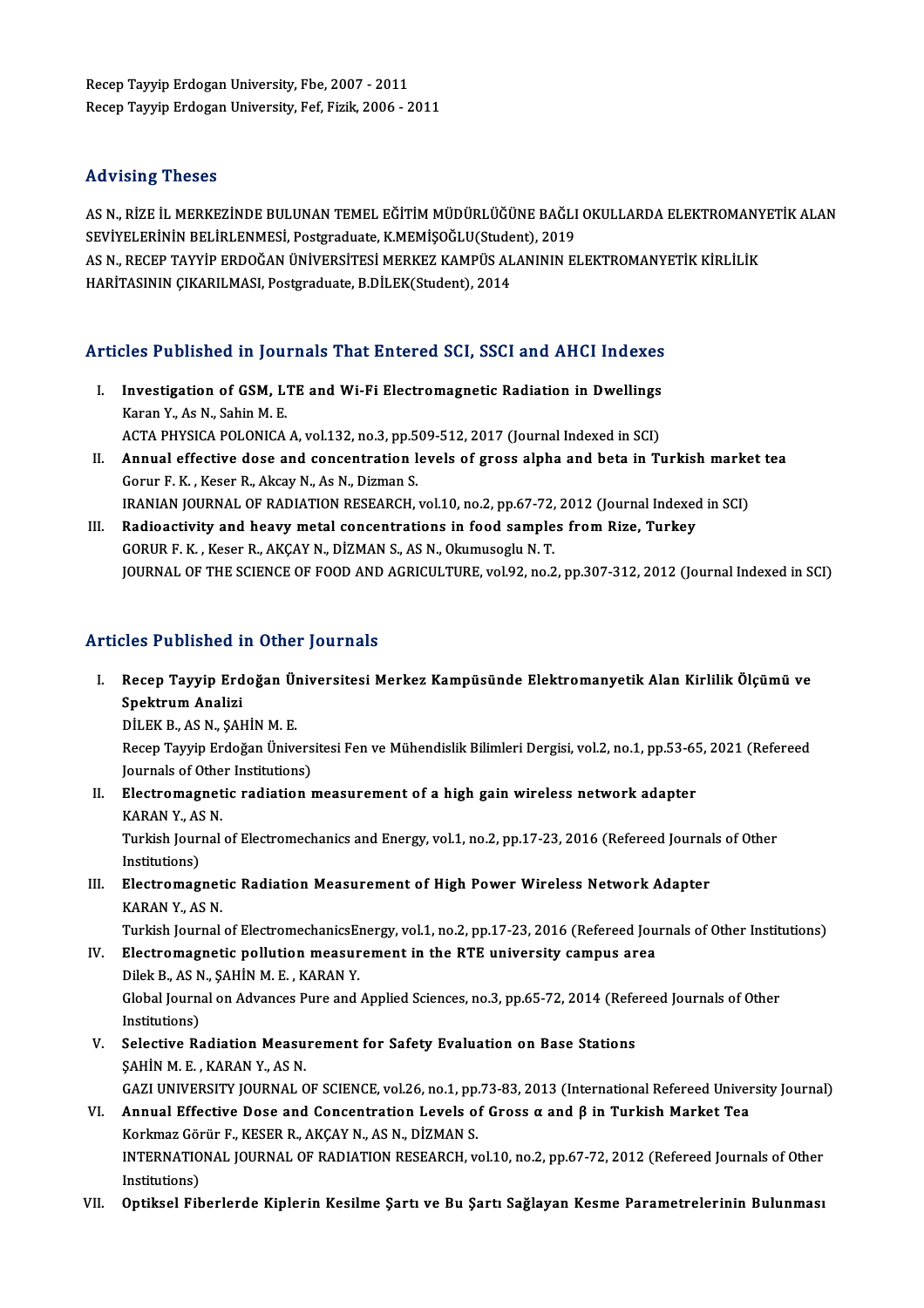Recep Tayyip Erdogan University, Fbe, 2007 - 2011
Recep Tayyip Erdogan University, Fef, Fizik, 2006 - 2011

## Advising Theses

AS N., RİZE İL MERKEZİNDE BULUNAN TEMEL EĞİTİM MÜDÜRLÜĞÜNE BAĞLI OKULLARDA ELEKTROMANYETİK ALAN SEVİYELERİNİN BELİRLENMESİ, Postgraduate, K.MEMİŞOĞLU(Student), 2019
AS N., RECEP TAYYİP ERDOĞAN ÜNİVERSİTESİ MERKEZ KAMPÜS ALANININ ELEKTROMANYETİK KİRLİLİK HARİTASININ ÇIKARILMASI, Postgraduate, B.DİLEK(Student), 2014

## Articles Published in Journals That Entered SCI, SSCI and AHCI Indexes

I. **Investigation of GSM, LTE and Wi-Fi Electromagnetic Radiation in Dwellings**
Karan Y., As N., Sahin M. E.
ACTA PHYSICA POLONICA A, vol.132, no.3, pp.509-512, 2017 (Journal Indexed in SCI)

II. **Annual effective dose and concentration levels of gross alpha and beta in Turkish market tea**
Gorur F. K. , Keser R., Akcay N., As N., Dizman S.
IRANIAN JOURNAL OF RADIATION RESEARCH, vol.10, no.2, pp.67-72, 2012 (Journal Indexed in SCI)

III. **Radioactivity and heavy metal concentrations in food samples from Rize, Turkey**
GORUR F. K. , Keser R., AKÇAY N., DİZMAN S., AS N., Okumusoglu N. T.
JOURNAL OF THE SCIENCE OF FOOD AND AGRICULTURE, vol.92, no.2, pp.307-312, 2012 (Journal Indexed in SCI)

## Articles Published in Other Journals

I. **Recep Tayyip Erdoğan Üniversitesi Merkez Kampüsünde Elektromanyetik Alan Kirlilik Ölçümü ve Spektrum Analizi**
DİLEK B., AS N., ŞAHİN M. E.
Recep Tayyip Erdoğan Üniversitesi Fen ve Mühendislik Bilimleri Dergisi, vol.2, no.1, pp.53-65, 2021 (Refereed Journals of Other Institutions)

II. **Electromagnetic radiation measurement of a high gain wireless network adapter**
KARAN Y., AS N.
Turkish Journal of Electromechanics and Energy, vol.1, no.2, pp.17-23, 2016 (Refereed Journals of Other Institutions)

III. **Electromagnetic Radiation Measurement of High Power Wireless Network Adapter**
KARAN Y., AS N.
Turkish Journal of ElectromechanicsEnergy, vol.1, no.2, pp.17-23, 2016 (Refereed Journals of Other Institutions)

IV. **Electromagnetic pollution measurement in the RTE university campus area**
Dilek B., AS N., ŞAHİN M. E. , KARAN Y.
Global Journal on Advances Pure and Applied Sciences, no.3, pp.65-72, 2014 (Refereed Journals of Other Institutions)

V. **Selective Radiation Measurement for Safety Evaluation on Base Stations**
ŞAHİN M. E. , KARAN Y., AS N.
GAZI UNIVERSITY JOURNAL OF SCIENCE, vol.26, no.1, pp.73-83, 2013 (International Refereed University Journal)

VI. **Annual Effective Dose and Concentration Levels of Gross α and β in Turkish Market Tea**
Korkmaz Görür F., KESER R., AKÇAY N., AS N., DİZMAN S.
INTERNATIONAL JOURNAL OF RADIATION RESEARCH, vol.10, no.2, pp.67-72, 2012 (Refereed Journals of Other Institutions)

VII. **Optiksel Fiberlerde Kiplerin Kesilme Şartı ve Bu Şartı Sağlayan Kesme Parametrelerinin Bulunması**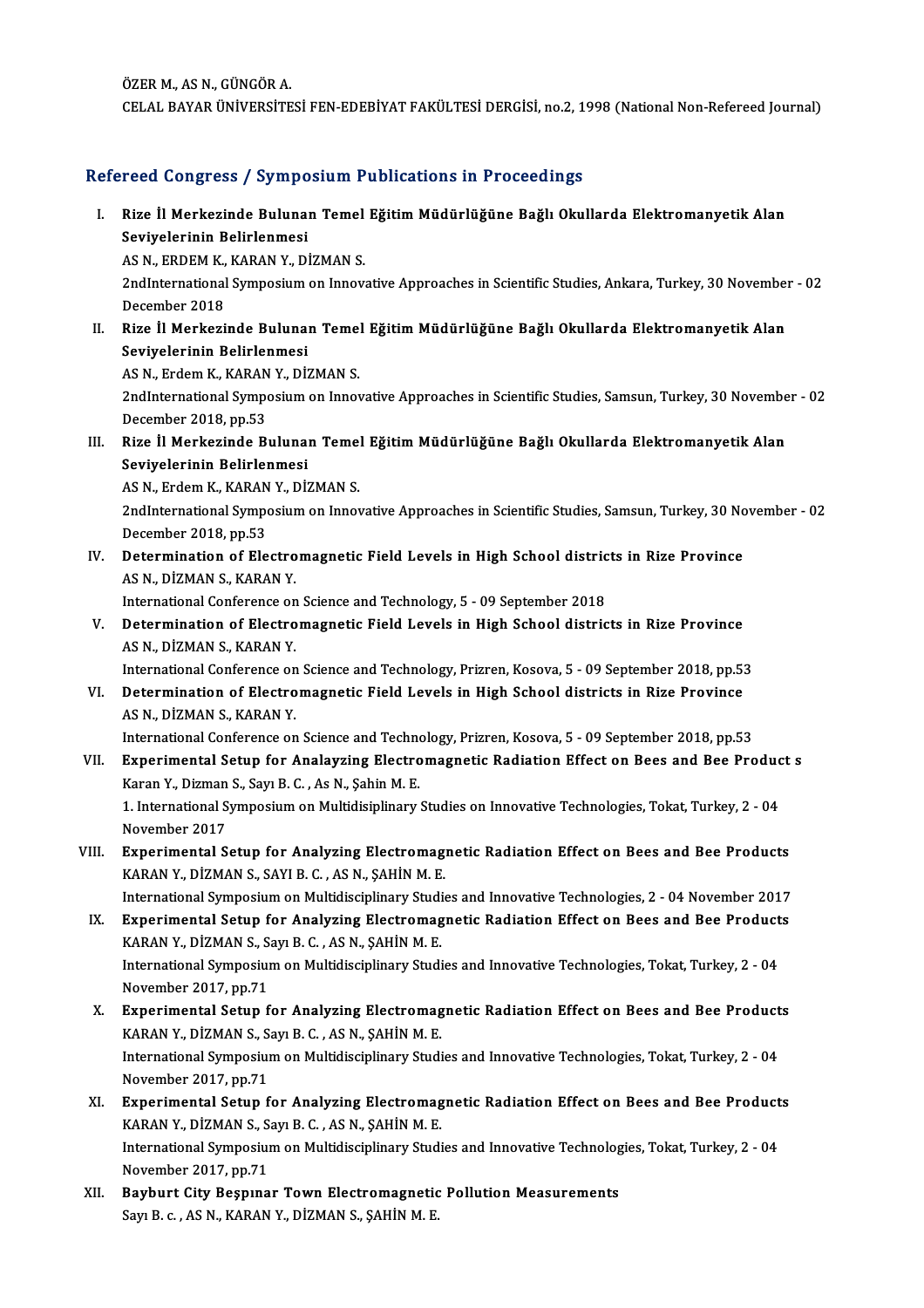ÖZER M., AS N., GÜNGÖR A.
CELAL BAYAR ÜNİVERSİTESİ FEN-EDEBİYAT FAKÜLTESİ DERGİSİ, no.2, 1998 (National Non-Refereed Journal)

## Refereed Congress / Symposium Publications in Proceedings

I. **Rize İl Merkezinde Bulunan Temel Eğitim Müdürlüğüne Bağlı Okullarda Elektromanyetik Alan Seviyelerinin Belirlenmesi**
AS N., ERDEM K., KARAN Y., DİZMAN S.
2ndInternational Symposium on Innovative Approaches in Scientific Studies, Ankara, Turkey, 30 November - 02 December 2018

II. **Rize İl Merkezinde Bulunan Temel Eğitim Müdürlüğüne Bağlı Okullarda Elektromanyetik Alan Seviyelerinin Belirlenmesi**
AS N., Erdem K., KARAN Y., DİZMAN S.
2ndInternational Symposium on Innovative Approaches in Scientific Studies, Samsun, Turkey, 30 November - 02 December 2018, pp.53

III. **Rize İl Merkezinde Bulunan Temel Eğitim Müdürlüğüne Bağlı Okullarda Elektromanyetik Alan Seviyelerinin Belirlenmesi**
AS N., Erdem K., KARAN Y., DİZMAN S.
2ndInternational Symposium on Innovative Approaches in Scientific Studies, Samsun, Turkey, 30 November - 02 December 2018, pp.53

IV. **Determination of Electromagnetic Field Levels in High School districts in Rize Province**
AS N., DİZMAN S., KARAN Y.
International Conference on Science and Technology, 5 - 09 September 2018

V. **Determination of Electromagnetic Field Levels in High School districts in Rize Province**
AS N., DİZMAN S., KARAN Y.
International Conference on Science and Technology, Prizren, Kosova, 5 - 09 September 2018, pp.53

VI. **Determination of Electromagnetic Field Levels in High School districts in Rize Province**
AS N., DİZMAN S., KARAN Y.
International Conference on Science and Technology, Prizren, Kosova, 5 - 09 September 2018, pp.53

VII. **Experimental Setup for Analayzing Electromagnetic Radiation Effect on Bees and Bee Product s**
Karan Y., Dizman S., Sayı B. C. , As N., Şahin M. E.
1. International Symposium on Multidisiplinary Studies on Innovative Technologies, Tokat, Turkey, 2 - 04 November 2017

VIII. **Experimental Setup for Analyzing Electromagnetic Radiation Effect on Bees and Bee Products**
KARAN Y., DİZMAN S., SAYI B. C. , AS N., ŞAHİN M. E.
International Symposium on Multidisciplinary Studies and Innovative Technologies, 2 - 04 November 2017

IX. **Experimental Setup for Analyzing Electromagnetic Radiation Effect on Bees and Bee Products**
KARAN Y., DİZMAN S., Sayı B. C. , AS N., ŞAHİN M. E.
International Symposium on Multidisciplinary Studies and Innovative Technologies, Tokat, Turkey, 2 - 04 November 2017, pp.71

X. **Experimental Setup for Analyzing Electromagnetic Radiation Effect on Bees and Bee Products**
KARAN Y., DİZMAN S., Sayı B. C. , AS N., ŞAHİN M. E.
International Symposium on Multidisciplinary Studies and Innovative Technologies, Tokat, Turkey, 2 - 04 November 2017, pp.71

XI. **Experimental Setup for Analyzing Electromagnetic Radiation Effect on Bees and Bee Products**
KARAN Y., DİZMAN S., Sayı B. C. , AS N., ŞAHİN M. E.
International Symposium on Multidisciplinary Studies and Innovative Technologies, Tokat, Turkey, 2 - 04 November 2017, pp.71

XII. **Bayburt City Beşpınar Town Electromagnetic Pollution Measurements**
Sayı B. c. , AS N., KARAN Y., DİZMAN S., ŞAHİN M. E.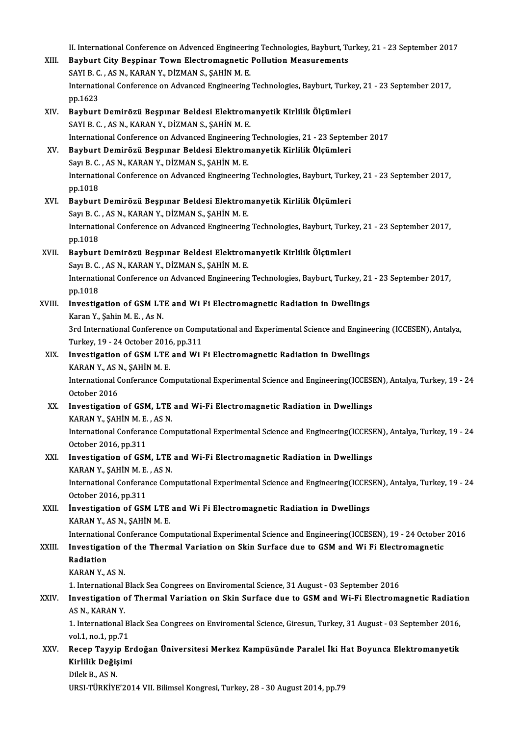II. International Conference on Advenced Engineering Technologies, Bayburt, Turkey, 21 - 23 September 2017

XIII. **Bayburt City Beşpinar Town Electromagnetic Pollution Measurements**
SAYI B. C. , AS N., KARAN Y., DİZMAN S., ŞAHİN M. E.
International Conference on Advanced Engineering Technologies, Bayburt, Turkey, 21 - 23 September 2017, pp.1623

XIV. **Bayburt Demirözü Beşpınar Beldesi Elektromanyetik Kirlilik Ölçümleri**
SAYI B. C. , AS N., KARAN Y., DİZMAN S., ŞAHİN M. E.
International Conference on Advanced Engineering Technologies, 21 - 23 September 2017

XV. **Bayburt Demirözü Beşpınar Beldesi Elektromanyetik Kirlilik Ölçümleri**
Sayı B. C. , AS N., KARAN Y., DİZMAN S., ŞAHİN M. E.
International Conference on Advanced Engineering Technologies, Bayburt, Turkey, 21 - 23 September 2017, pp.1018

XVI. **Bayburt Demirözü Beşpınar Beldesi Elektromanyetik Kirlilik Ölçümleri**
Sayı B. C. , AS N., KARAN Y., DİZMAN S., ŞAHİN M. E.
International Conference on Advanced Engineering Technologies, Bayburt, Turkey, 21 - 23 September 2017, pp.1018

XVII. **Bayburt Demirözü Beşpınar Beldesi Elektromanyetik Kirlilik Ölçümleri**
Sayı B. C. , AS N., KARAN Y., DİZMAN S., ŞAHİN M. E.
International Conference on Advanced Engineering Technologies, Bayburt, Turkey, 21 - 23 September 2017, pp.1018

XVIII. **Investigation of GSM LTE and Wi Fi Electromagnetic Radiation in Dwellings**
Karan Y., Şahin M. E. , As N.
3rd International Conference on Computational and Experimental Science and Engineering (ICCESEN), Antalya, Turkey, 19 - 24 October 2016, pp.311

XIX. **Investigation of GSM LTE and Wi Fi Electromagnetic Radiation in Dwellings**
KARAN Y., AS N., ŞAHİN M. E.
International Conferance Computational Experimental Science and Engineering(ICCESEN), Antalya, Turkey, 19 - 24 October 2016

XX. **Investigation of GSM, LTE and Wi-Fi Electromagnetic Radiation in Dwellings**
KARAN Y., ŞAHİN M. E. , AS N.
International Conferance Computational Experimental Science and Engineering(ICCESEN), Antalya, Turkey, 19 - 24 October 2016, pp.311

XXI. **Investigation of GSM, LTE and Wi-Fi Electromagnetic Radiation in Dwellings**
KARAN Y., ŞAHİN M. E. , AS N.
International Conferance Computational Experimental Science and Engineering(ICCESEN), Antalya, Turkey, 19 - 24 October 2016, pp.311

XXII. **İnvestigation of GSM LTE and Wi Fi Electromagnetic Radiation in Dwellings**
KARAN Y., AS N., ŞAHİN M. E.
International Conferance Computational Experimental Science and Engineering(ICCESEN), 19 - 24 October 2016

XXIII. **Investigation of the Thermal Variation on Skin Surface due to GSM and Wi Fi Electromagnetic Radiation**
KARAN Y., AS N.
1. International Black Sea Congrees on Enviromental Science, 31 August - 03 September 2016

XXIV. **Investigation of Thermal Variation on Skin Surface due to GSM and Wi-Fi Electromagnetic Radiation**
AS N., KARAN Y.
1. International Black Sea Congrees on Enviromental Science, Giresun, Turkey, 31 August - 03 September 2016, vol.1, no.1, pp.71

XXV. **Recep Tayyip Erdoğan Üniversitesi Merkez Kampüsünde Paralel İki Hat Boyunca Elektromanyetik Kirlilik Değişimi**
Dilek B., AS N.
URSI-TÜRKİYE'2014 VII. Bilimsel Kongresi, Turkey, 28 - 30 August 2014, pp.79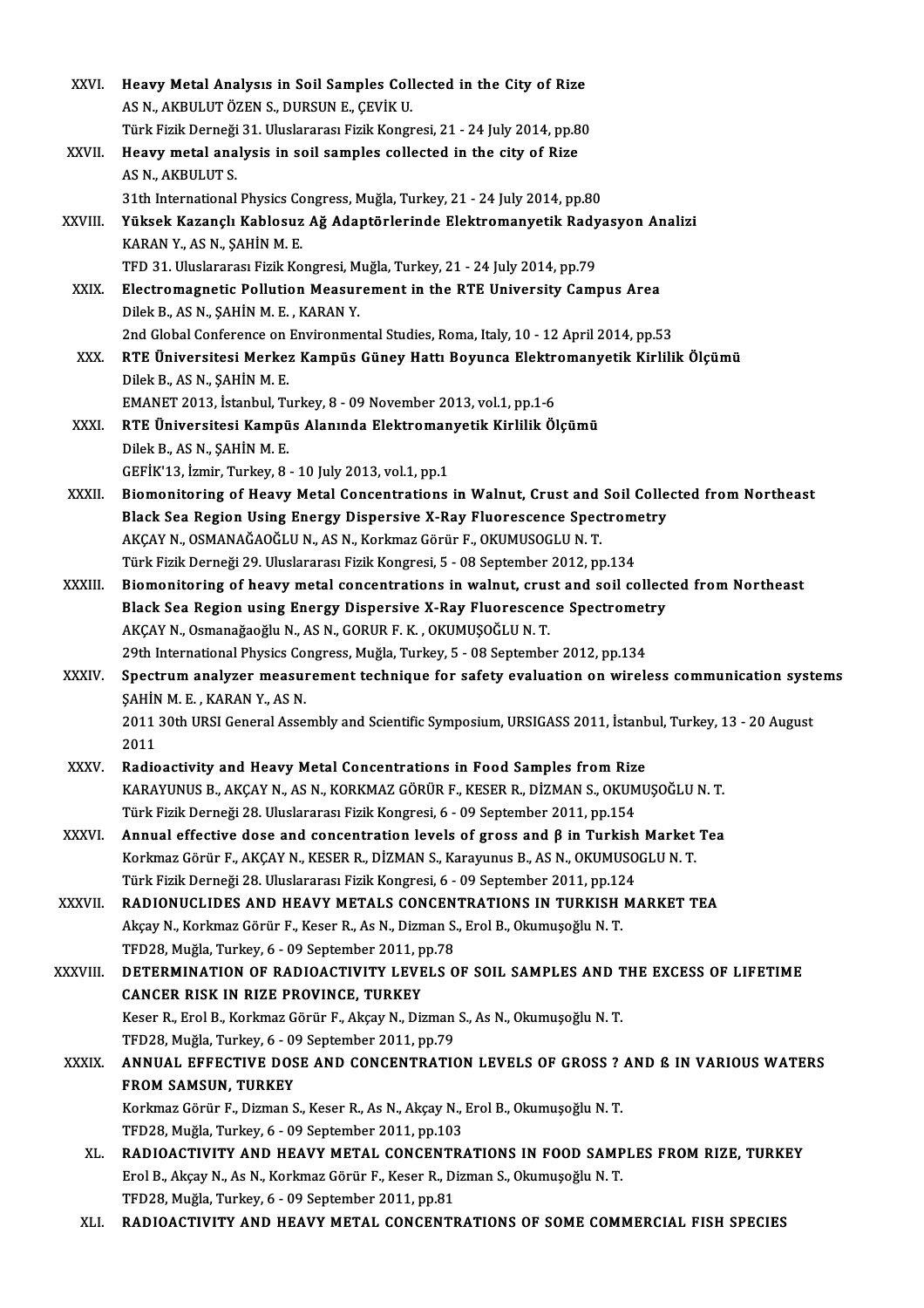XXVI. **Heavy Metal Analysıs in Soil Samples Collected in the City of Rize**
AS N., AKBULUT ÖZEN S., DURSUN E., ÇEVİK U.
Türk Fizik Derneği 31. Uluslararası Fizik Kongresi, 21 - 24 July 2014, pp.80

XXVII. **Heavy metal analysis in soil samples collected in the city of Rize**
AS N., AKBULUT S.
31th International Physics Congress, Muğla, Turkey, 21 - 24 July 2014, pp.80

XXVIII. **Yüksek Kazançlı Kablosuz Ağ Adaptörlerinde Elektromanyetik Radyasyon Analizi**
KARAN Y., AS N., ŞAHİN M. E.
TFD 31. Uluslararası Fizik Kongresi, Muğla, Turkey, 21 - 24 July 2014, pp.79

XXIX. **Electromagnetic Pollution Measurement in the RTE University Campus Area**
Dilek B., AS N., ŞAHİN M. E. , KARAN Y.
2nd Global Conference on Environmental Studies, Roma, Italy, 10 - 12 April 2014, pp.53

XXX. **RTE Üniversitesi Merkez Kampüs Güney Hattı Boyunca Elektromanyetik Kirlilik Ölçümü**
Dilek B., AS N., ŞAHİN M. E.
EMANET 2013, İstanbul, Turkey, 8 - 09 November 2013, vol.1, pp.1-6

XXXI. **RTE Üniversitesi Kampüs Alanında Elektromanyetik Kirlilik Ölçümü**
Dilek B., AS N., ŞAHİN M. E.
GEFİK'13, İzmir, Turkey, 8 - 10 July 2013, vol.1, pp.1

XXXII. **Biomonitoring of Heavy Metal Concentrations in Walnut, Crust and Soil Collected from Northeast Black Sea Region Using Energy Dispersive X-Ray Fluorescence Spectrometry**
AKÇAY N., OSMANAĞAOĞLU N., AS N., Korkmaz Görür F., OKUMUSOGLU N. T.
Türk Fizik Derneği 29. Uluslararası Fizik Kongresi, 5 - 08 September 2012, pp.134

XXXIII. **Biomonitoring of heavy metal concentrations in walnut, crust and soil collected from Northeast Black Sea Region using Energy Dispersive X-Ray Fluorescence Spectrometry**
AKÇAY N., Osmanağaoğlu N., AS N., GORUR F. K. , OKUMUŞOĞLU N. T.
29th International Physics Congress, Muğla, Turkey, 5 - 08 September 2012, pp.134

XXXIV. **Spectrum analyzer measurement technique for safety evaluation on wireless communication systems**
ŞAHİN M. E. , KARAN Y., AS N.
2011 30th URSI General Assembly and Scientific Symposium, URSIGASS 2011, İstanbul, Turkey, 13 - 20 August 2011

XXXV. **Radioactivity and Heavy Metal Concentrations in Food Samples from Rize**
KARAYUNUS B., AKÇAY N., AS N., KORKMAZ GÖRÜR F., KESER R., DİZMAN S., OKUMUŞOĞLU N. T.
Türk Fizik Derneği 28. Uluslararası Fizik Kongresi, 6 - 09 September 2011, pp.154

XXXVI. **Annual effective dose and concentration levels of gross and β in Turkish Market Tea**
Korkmaz Görür F., AKÇAY N., KESER R., DİZMAN S., Karayunus B., AS N., OKUMUSOGLU N. T.
Türk Fizik Derneği 28. Uluslararası Fizik Kongresi, 6 - 09 September 2011, pp.124

XXXVII. **RADIONUCLIDES AND HEAVY METALS CONCENTRATIONS IN TURKISH MARKET TEA**
Akçay N., Korkmaz Görür F., Keser R., As N., Dizman S., Erol B., Okumuşoğlu N. T.
TFD28, Muğla, Turkey, 6 - 09 September 2011, pp.78

XXXVIII. **DETERMINATION OF RADIOACTIVITY LEVELS OF SOIL SAMPLES AND THE EXCESS OF LIFETIME CANCER RISK IN RIZE PROVINCE, TURKEY**
Keser R., Erol B., Korkmaz Görür F., Akçay N., Dizman S., As N., Okumuşoğlu N. T.
TFD28, Muğla, Turkey, 6 - 09 September 2011, pp.79

XXXIX. **ANNUAL EFFECTIVE DOSE AND CONCENTRATION LEVELS OF GROSS ? AND ß IN VARIOUS WATERS FROM SAMSUN, TURKEY**
Korkmaz Görür F., Dizman S., Keser R., As N., Akçay N., Erol B., Okumuşoğlu N. T.
TFD28, Muğla, Turkey, 6 - 09 September 2011, pp.103

XL. **RADIOACTIVITY AND HEAVY METAL CONCENTRATIONS IN FOOD SAMPLES FROM RIZE, TURKEY**
Erol B., Akçay N., As N., Korkmaz Görür F., Keser R., Dizman S., Okumuşoğlu N. T.
TFD28, Muğla, Turkey, 6 - 09 September 2011, pp.81

XLI. **RADIOACTIVITY AND HEAVY METAL CONCENTRATIONS OF SOME COMMERCIAL FISH SPECIES**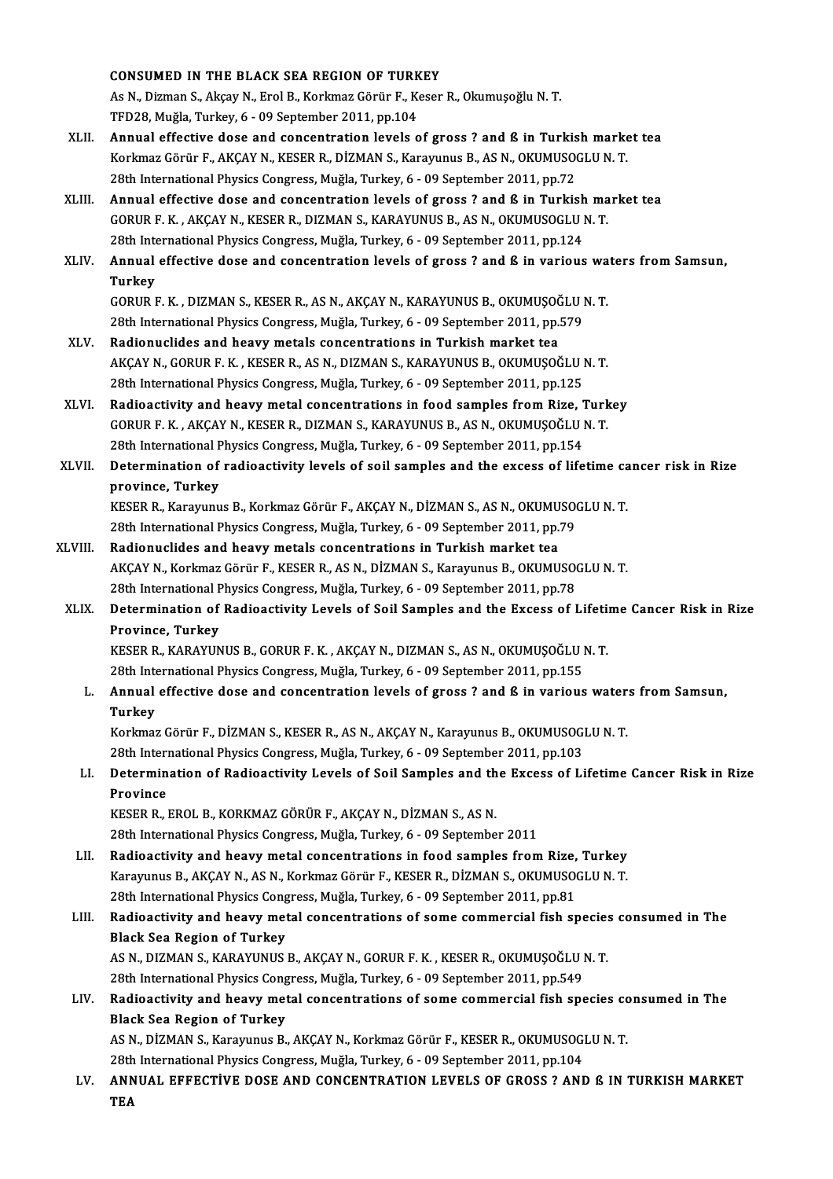CONSUMED IN THE BLACK SEA REGION OF TURKEY
As N., Dizman S., Akçay N., Erol B., Korkmaz Görür F., Keser R., Okumuşoğlu N. T.
TFD28, Muğla, Turkey, 6 - 09 September 2011, pp.104

XLII. **Annual effective dose and concentration levels of gross ? and ß in Turkish market tea**
Korkmaz Görür F., AKÇAY N., KESER R., DİZMAN S., Karayunus B., AS N., OKUMUSOGLU N. T.
28th International Physics Congress, Muğla, Turkey, 6 - 09 September 2011, pp.72

XLIII. **Annual effective dose and concentration levels of gross ? and ß in Turkish market tea**
GORUR F. K. , AKÇAY N., KESER R., DIZMAN S., KARAYUNUS B., AS N., OKUMUSOGLU N. T.
28th International Physics Congress, Muğla, Turkey, 6 - 09 September 2011, pp.124

XLIV. **Annual effective dose and concentration levels of gross ? and ß in various waters from Samsun, Turkey**
GORUR F. K. , DIZMAN S., KESER R., AS N., AKÇAY N., KARAYUNUS B., OKUMUŞOĞLU N. T.
28th International Physics Congress, Muğla, Turkey, 6 - 09 September 2011, pp.579

XLV. **Radionuclides and heavy metals concentrations in Turkish market tea**
AKÇAY N., GORUR F. K. , KESER R., AS N., DIZMAN S., KARAYUNUS B., OKUMUŞOĞLU N. T.
28th International Physics Congress, Muğla, Turkey, 6 - 09 September 2011, pp.125

XLVI. **Radioactivity and heavy metal concentrations in food samples from Rize, Turkey**
GORUR F. K. , AKÇAY N., KESER R., DIZMAN S., KARAYUNUS B., AS N., OKUMUŞOĞLU N. T.
28th International Physics Congress, Muğla, Turkey, 6 - 09 September 2011, pp.154

XLVII. **Determination of radioactivity levels of soil samples and the excess of lifetime cancer risk in Rize province, Turkey**
KESER R., Karayunus B., Korkmaz Görür F., AKÇAY N., DİZMAN S., AS N., OKUMUSOGLU N. T.
28th International Physics Congress, Muğla, Turkey, 6 - 09 September 2011, pp.79

XLVIII. **Radionuclides and heavy metals concentrations in Turkish market tea**
AKÇAY N., Korkmaz Görür F., KESER R., AS N., DİZMAN S., Karayunus B., OKUMUSOGLU N. T.
28th International Physics Congress, Muğla, Turkey, 6 - 09 September 2011, pp.78

XLIX. **Determination of Radioactivity Levels of Soil Samples and the Excess of Lifetime Cancer Risk in Rize Province, Turkey**
KESER R., KARAYUNUS B., GORUR F. K. , AKÇAY N., DIZMAN S., AS N., OKUMUŞOĞLU N. T.
28th International Physics Congress, Muğla, Turkey, 6 - 09 September 2011, pp.155

L. **Annual effective dose and concentration levels of gross ? and ß in various waters from Samsun, Turkey**
Korkmaz Görür F., DİZMAN S., KESER R., AS N., AKÇAY N., Karayunus B., OKUMUSOGLU N. T.
28th International Physics Congress, Muğla, Turkey, 6 - 09 September 2011, pp.103

LI. **Determination of Radioactivity Levels of Soil Samples and the Excess of Lifetime Cancer Risk in Rize Province**
KESER R., EROL B., KORKMAZ GÖRÜR F., AKÇAY N., DİZMAN S., AS N.
28th International Physics Congress, Muğla, Turkey, 6 - 09 September 2011

LII. **Radioactivity and heavy metal concentrations in food samples from Rize, Turkey**
Karayunus B., AKÇAY N., AS N., Korkmaz Görür F., KESER R., DİZMAN S., OKUMUSOGLU N. T.
28th International Physics Congress, Muğla, Turkey, 6 - 09 September 2011, pp.81

LIII. **Radioactivity and heavy metal concentrations of some commercial fish species consumed in The Black Sea Region of Turkey**
AS N., DIZMAN S., KARAYUNUS B., AKÇAY N., GORUR F. K. , KESER R., OKUMUŞOĞLU N. T.
28th International Physics Congress, Muğla, Turkey, 6 - 09 September 2011, pp.549

LIV. **Radioactivity and heavy metal concentrations of some commercial fish species consumed in The Black Sea Region of Turkey**
AS N., DİZMAN S., Karayunus B., AKÇAY N., Korkmaz Görür F., KESER R., OKUMUSOGLU N. T.
28th International Physics Congress, Muğla, Turkey, 6 - 09 September 2011, pp.104

LV. **ANNUAL EFFECTİVE DOSE AND CONCENTRATION LEVELS OF GROSS ? AND ß IN TURKISH MARKET TEA**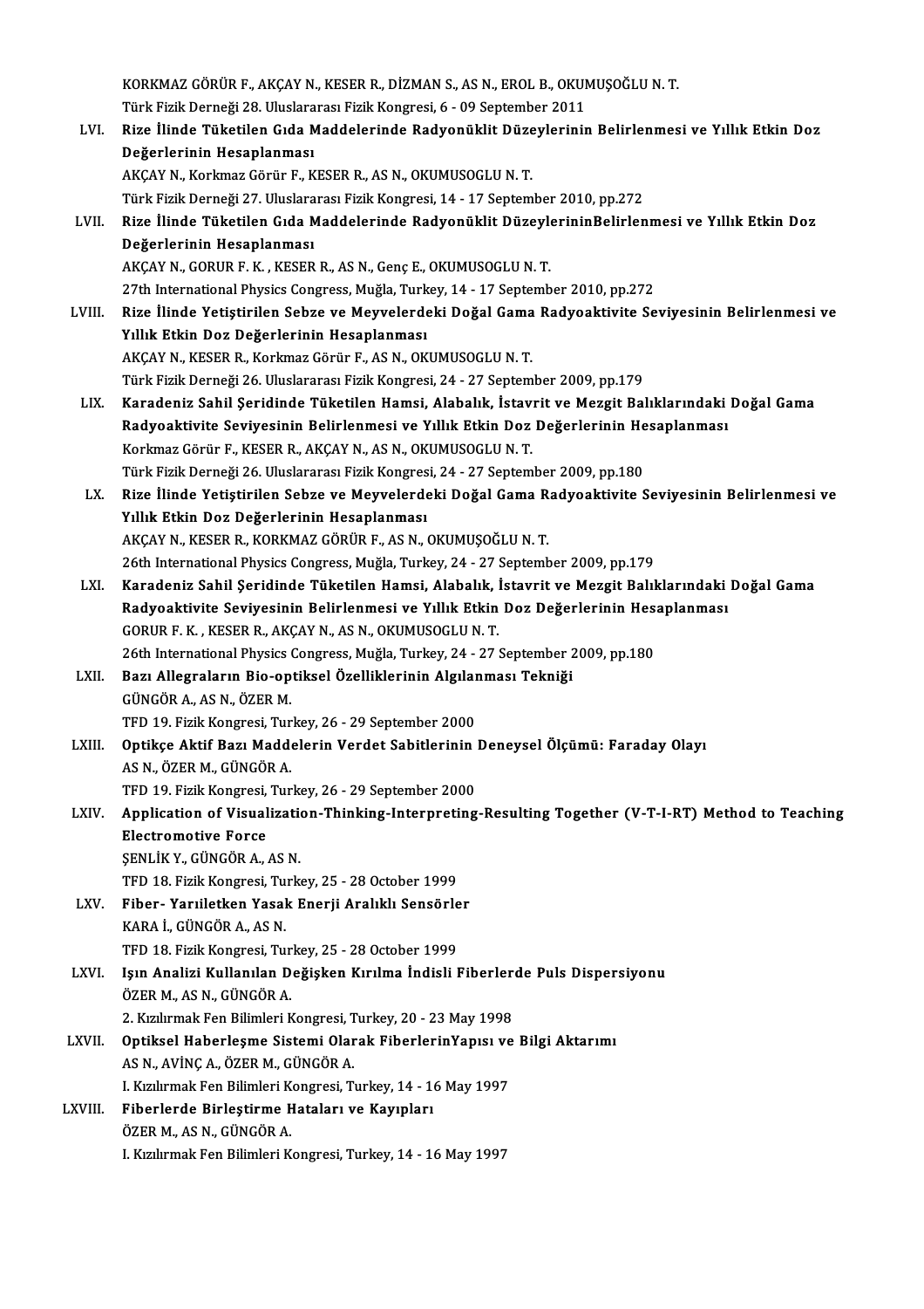KORKMAZ GÖRÜR F., AKÇAY N., KESER R., DİZMAN S., AS N., EROL B., OKUMUŞOĞLU N. T.
Türk Fizik Derneği 28. Uluslararası Fizik Kongresi, 6 - 09 September 2011

LVI. **Rize İlinde Tüketilen Gıda Maddelerinde Radyonüklit Düzeylerinin Belirlenmesi ve Yıllık Etkin Doz Değerlerinin Hesaplanması**
AKÇAY N., Korkmaz Görür F., KESER R., AS N., OKUMUSOGLU N. T.
Türk Fizik Derneği 27. Uluslararası Fizik Kongresi, 14 - 17 September 2010, pp.272

LVII. **Rize İlinde Tüketilen Gıda Maddelerinde Radyonüklit DüzeylerininBelirlenmesi ve Yıllık Etkin Doz Değerlerinin Hesaplanması**
AKÇAY N., GORUR F. K. , KESER R., AS N., Genç E., OKUMUSOGLU N. T.
27th International Physics Congress, Muğla, Turkey, 14 - 17 September 2010, pp.272

LVIII. **Rize İlinde Yetiştirilen Sebze ve Meyvelerdeki Doğal Gama Radyoaktivite Seviyesinin Belirlenmesi ve Yıllık Etkin Doz Değerlerinin Hesaplanması**
AKÇAY N., KESER R., Korkmaz Görür F., AS N., OKUMUSOGLU N. T.
Türk Fizik Derneği 26. Uluslararası Fizik Kongresi, 24 - 27 September 2009, pp.179

LIX. **Karadeniz Sahil Şeridinde Tüketilen Hamsi, Alabalık, İstavrit ve Mezgit Balıklarındaki Doğal Gama Radyoaktivite Seviyesinin Belirlenmesi ve Yıllık Etkin Doz Değerlerinin Hesaplanması**
Korkmaz Görür F., KESER R., AKÇAY N., AS N., OKUMUSOGLU N. T.
Türk Fizik Derneği 26. Uluslararası Fizik Kongresi, 24 - 27 September 2009, pp.180

LX. **Rize İlinde Yetiştirilen Sebze ve Meyvelerdeki Doğal Gama Radyoaktivite Seviyesinin Belirlenmesi ve Yıllık Etkin Doz Değerlerinin Hesaplanması**
AKÇAY N., KESER R., KORKMAZ GÖRÜR F., AS N., OKUMUŞOĞLU N. T.
26th International Physics Congress, Muğla, Turkey, 24 - 27 September 2009, pp.179

LXI. **Karadeniz Sahil Şeridinde Tüketilen Hamsi, Alabalık, İstavrit ve Mezgit Balıklarındaki Doğal Gama Radyoaktivite Seviyesinin Belirlenmesi ve Yıllık Etkin Doz Değerlerinin Hesaplanması**
GORUR F. K. , KESER R., AKÇAY N., AS N., OKUMUSOGLU N. T.
26th International Physics Congress, Muğla, Turkey, 24 - 27 September 2009, pp.180

LXII. **Bazı Allegraların Bio-optiksel Özelliklerinin Algılanması Tekniği**
GÜNGÖR A., AS N., ÖZER M.
TFD 19. Fizik Kongresi, Turkey, 26 - 29 September 2000

LXIII. **Optikçe Aktif Bazı Maddelerin Verdet Sabitlerinin Deneysel Ölçümü: Faraday Olayı**
AS N., ÖZER M., GÜNGÖR A.
TFD 19. Fizik Kongresi, Turkey, 26 - 29 September 2000

LXIV. **Application of Visualization-Thinking-Interpreting-Resulting Together (V-T-I-RT) Method to Teaching Electromotive Force**
ŞENLİK Y., GÜNGÖR A., AS N.
TFD 18. Fizik Kongresi, Turkey, 25 - 28 October 1999

LXV. **Fiber- Yarıiletken Yasak Enerji Aralıklı Sensörler**
KARA İ., GÜNGÖR A., AS N.
TFD 18. Fizik Kongresi, Turkey, 25 - 28 October 1999

LXVI. **Işın Analizi Kullanılan Değişken Kırılma İndisli Fiberlerde Puls Dispersiyonu**
ÖZER M., AS N., GÜNGÖR A.
2. Kızılırmak Fen Bilimleri Kongresi, Turkey, 20 - 23 May 1998

LXVII. **Optiksel Haberleşme Sistemi Olarak FiberlerinYapısı ve Bilgi Aktarımı**
AS N., AVİNÇ A., ÖZER M., GÜNGÖR A.
I. Kızılırmak Fen Bilimleri Kongresi, Turkey, 14 - 16 May 1997

LXVIII. **Fiberlerde Birleştirme Hataları ve Kayıpları**
ÖZER M., AS N., GÜNGÖR A.
I. Kızılırmak Fen Bilimleri Kongresi, Turkey, 14 - 16 May 1997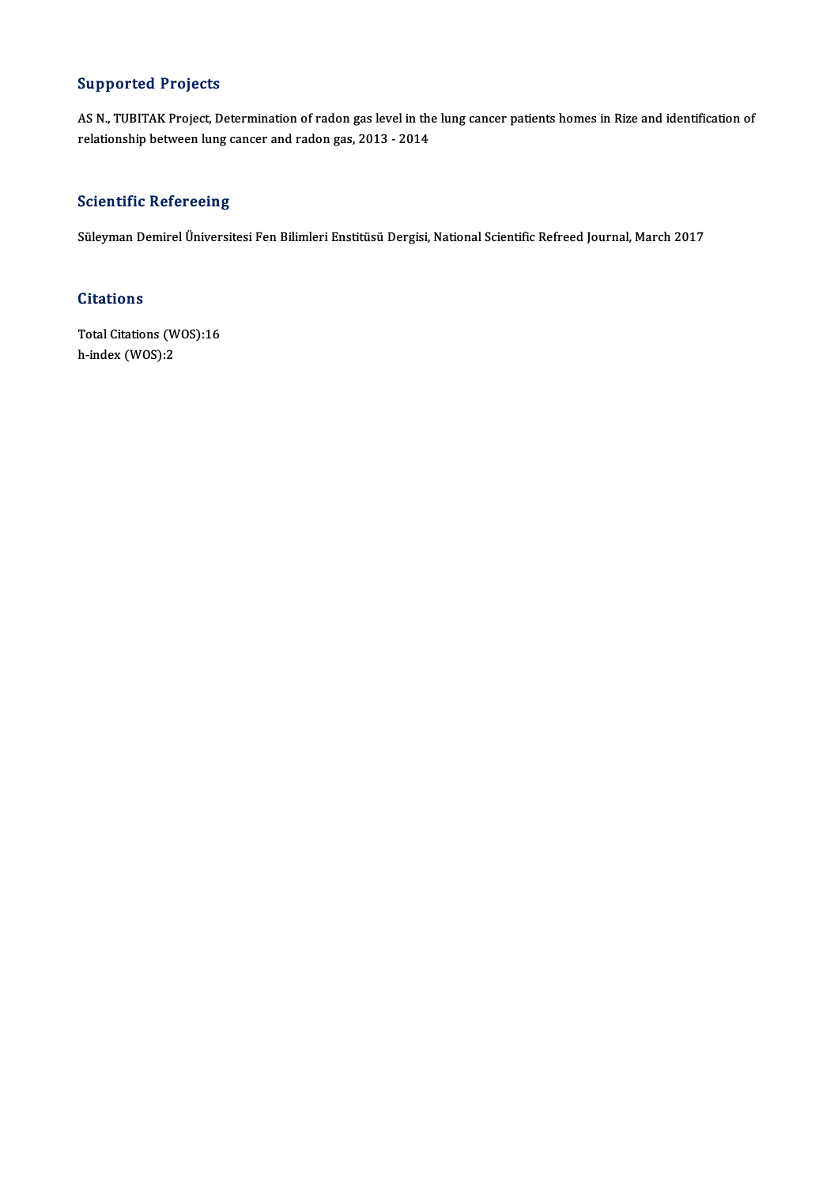## Supported Projects

AS N., TUBITAK Project, Determination of radon gas level in the lung cancer patients homes in Rize and identification of relationship between lung cancer and radon gas, 2013 - 2014

## Scientific Refereeing

Süleyman Demirel Üniversitesi Fen Bilimleri Enstitüsü Dergisi, National Scientific Refreed Journal, March 2017

## Citations

Total Citations (WOS):16
h-index (WOS):2